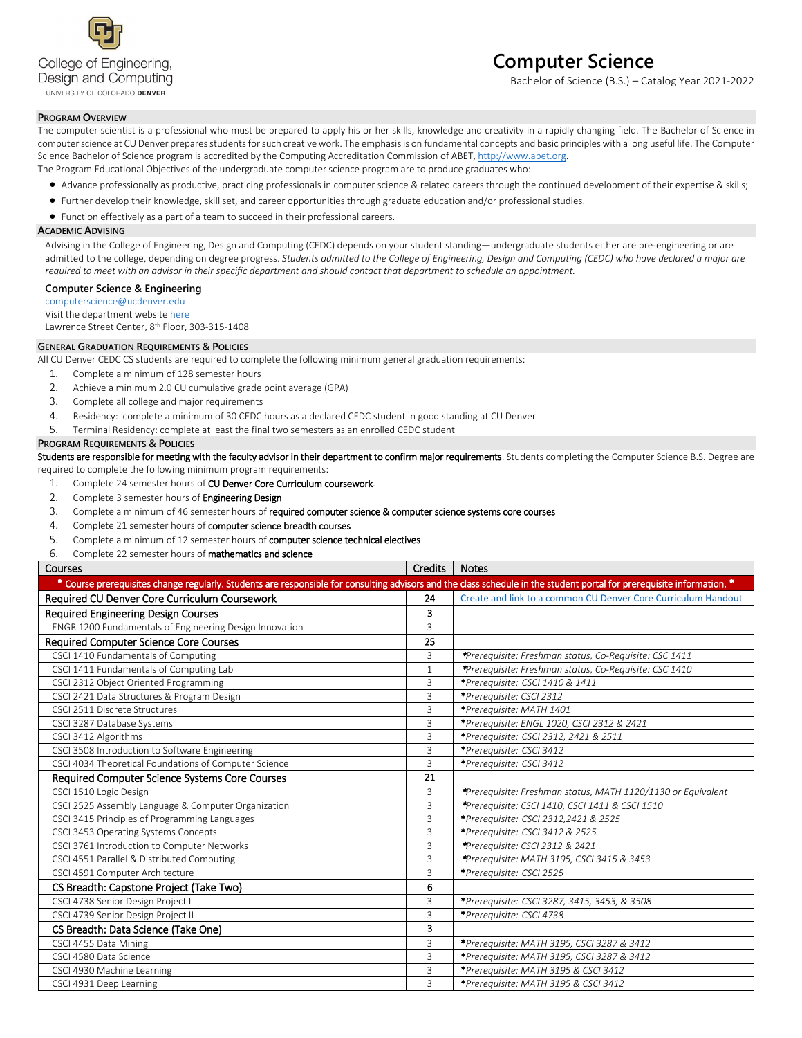College of Engineering, Design and Computing
UNIVERSITY OF COLORADO DENVER

# Computer Science

Bachelor of Science (B.S.) – Catalog Year 2021-2022

## Program Overview

The computer scientist is a professional who must be prepared to apply his or her skills, knowledge and creativity in a rapidly changing field. The Bachelor of Science in computer science at CU Denver prepares students for such creative work. The emphasis is on fundamental concepts and basic principles with a long useful life. The Computer Science Bachelor of Science program is accredited by the Computing Accreditation Commission of ABET, http://www.abet.org.

The Program Educational Objectives of the undergraduate computer science program are to produce graduates who:

- Advance professionally as productive, practicing professionals in computer science & related careers through the continued development of their expertise & skills;
- Further develop their knowledge, skill set, and career opportunities through graduate education and/or professional studies.
- Function effectively as a part of a team to succeed in their professional careers.

## Academic Advising

Advising in the College of Engineering, Design and Computing (CEDC) depends on your student standing—undergraduate students either are pre-engineering or are admitted to the college, depending on degree progress. *Students admitted to the College of Engineering, Design and Computing (CEDC) who have declared a major are required to meet with an advisor in their specific department and should contact that department to schedule an appointment.*

### Computer Science & Engineering

computerscience@ucdenver.edu
Visit the department website here
Lawrence Street Center, 8th Floor, 303-315-1408

## General Graduation Requirements & Policies

All CU Denver CEDC CS students are required to complete the following minimum general graduation requirements:

1. Complete a minimum of 128 semester hours
2. Achieve a minimum 2.0 CU cumulative grade point average (GPA)
3. Complete all college and major requirements
4. Residency: complete a minimum of 30 CEDC hours as a declared CEDC student in good standing at CU Denver
5. Terminal Residency: complete at least the final two semesters as an enrolled CEDC student

## Program Requirements & Policies

**Students are responsible for meeting with the faculty advisor in their department to confirm major requirements**. Students completing the Computer Science B.S. Degree are required to complete the following minimum program requirements:

1. Complete 24 semester hours of **CU Denver Core Curriculum coursework**.
2. Complete 3 semester hours of **Engineering Design**
3. Complete a minimum of 46 semester hours of **required computer science & computer science systems core courses**
4. Complete 21 semester hours of **computer science breadth courses**
5. Complete a minimum of 12 semester hours of **computer science technical electives**
6. Complete 22 semester hours of **mathematics and science**

| Courses | Credits | Notes |
|---|---|---|
| **\* Course prerequisites change regularly. Students are responsible for consulting advisors and the class schedule in the student portal for prerequisite information. \*** | | |
| **Required CU Denver Core Curriculum Coursework** | **24** | Create and link to a common CU Denver Core Curriculum Handout |
| **Required Engineering Design Courses** | **3** | |
| ENGR 1200 Fundamentals of Engineering Design Innovation | 3 | |
| **Required Computer Science Core Courses** | **25** | |
| CSCI 1410 Fundamentals of Computing | 3 | *\*Prerequisite: Freshman status, Co-Requisite: CSC 1411* |
| CSCI 1411 Fundamentals of Computing Lab | 1 | *\*Prerequisite: Freshman status, Co-Requisite: CSC 1410* |
| CSCI 2312 Object Oriented Programming | 3 | *\*Prerequisite: CSCI 1410 & 1411* |
| CSCI 2421 Data Structures & Program Design | 3 | *\*Prerequisite: CSCI 2312* |
| CSCI 2511 Discrete Structures | 3 | *\*Prerequisite: MATH 1401* |
| CSCI 3287 Database Systems | 3 | *\*Prerequisite: ENGL 1020, CSCI 2312 & 2421* |
| CSCI 3412 Algorithms | 3 | *\*Prerequisite: CSCI 2312, 2421 & 2511* |
| CSCI 3508 Introduction to Software Engineering | 3 | *\*Prerequisite: CSCI 3412* |
| CSCI 4034 Theoretical Foundations of Computer Science | 3 | *\*Prerequisite: CSCI 3412* |
| **Required Computer Science Systems Core Courses** | **21** | |
| CSCI 1510 Logic Design | 3 | *\*Prerequisite: Freshman status, MATH 1120/1130 or Equivalent* |
| CSCI 2525 Assembly Language & Computer Organization | 3 | *\*Prerequisite: CSCI 1410, CSCI 1411 & CSCI 1510* |
| CSCI 3415 Principles of Programming Languages | 3 | *\*Prerequisite: CSCI 2312,2421 & 2525* |
| CSCI 3453 Operating Systems Concepts | 3 | *\*Prerequisite: CSCI 3412 & 2525* |
| CSCI 3761 Introduction to Computer Networks | 3 | *\*Prerequisite: CSCI 2312 & 2421* |
| CSCI 4551 Parallel & Distributed Computing | 3 | *\*Prerequisite: MATH 3195, CSCI 3415 & 3453* |
| CSCI 4591 Computer Architecture | 3 | *\*Prerequisite: CSCI 2525* |
| **CS Breadth: Capstone Project (Take Two)** | **6** | |
| CSCI 4738 Senior Design Project I | 3 | *\*Prerequisite: CSCI 3287, 3415, 3453, & 3508* |
| CSCI 4739 Senior Design Project II | 3 | *\*Prerequisite: CSCI 4738* |
| **CS Breadth: Data Science (Take One)** | **3** | |
| CSCI 4455 Data Mining | 3 | *\*Prerequisite: MATH 3195, CSCI 3287 & 3412* |
| CSCI 4580 Data Science | 3 | *\*Prerequisite: MATH 3195, CSCI 3287 & 3412* |
| CSCI 4930 Machine Learning | 3 | *\*Prerequisite: MATH 3195 & CSCI 3412* |
| CSCI 4931 Deep Learning | 3 | *\*Prerequisite: MATH 3195 & CSCI 3412* |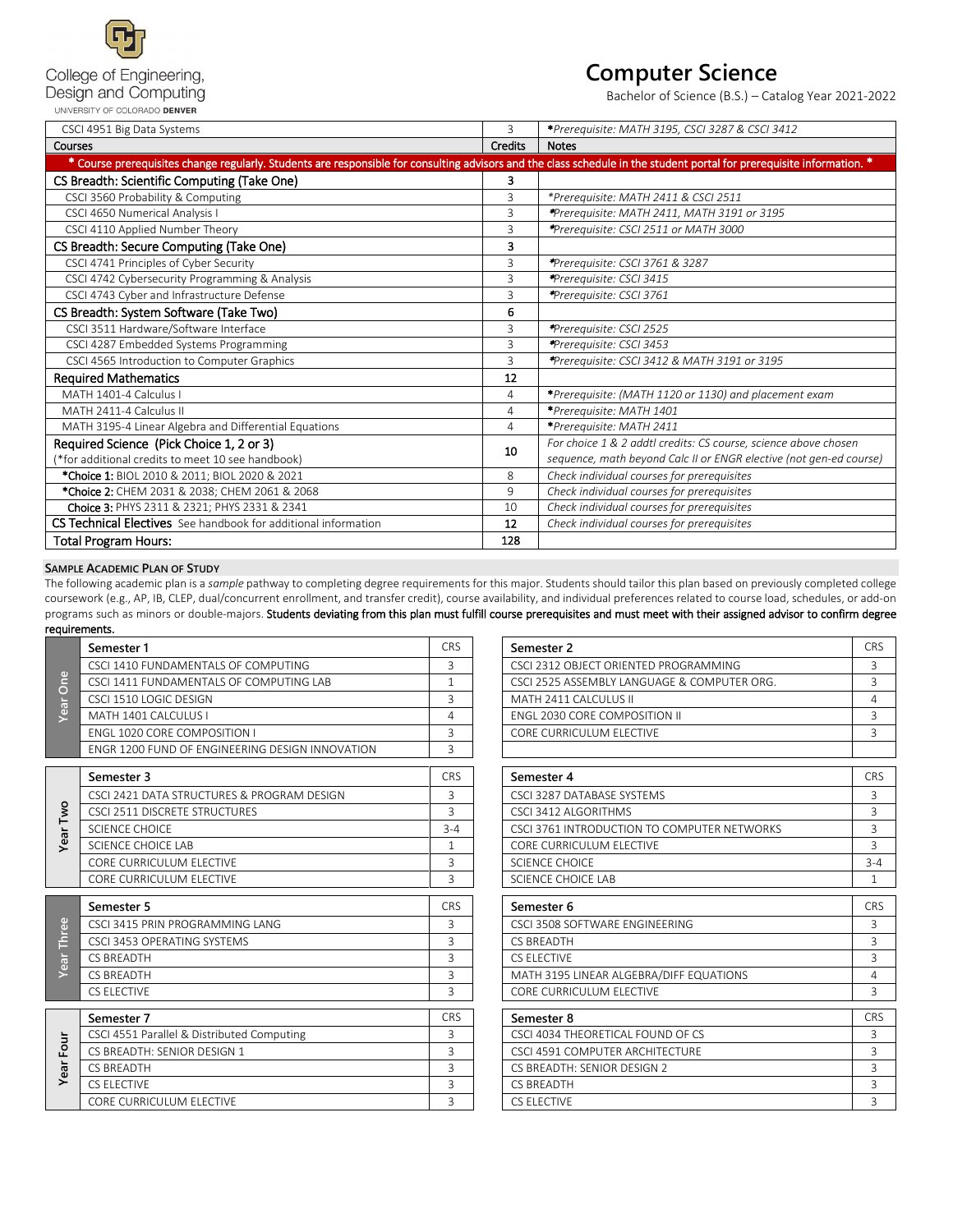College of Engineering, Design and Computing
UNIVERSITY OF COLORADO DENVER

# Computer Science

Bachelor of Science (B.S.) – Catalog Year 2021-2022

| Courses | Credits | Notes |
|---|---|---|
| CSCI 4951 Big Data Systems | 3 | *Prerequisite: MATH 3195, CSCI 3287 & CSCI 3412 |
| * Course prerequisites change regularly. Students are responsible for consulting advisors and the class schedule in the student portal for prerequisite information. * | | |
| **CS Breadth: Scientific Computing (Take One)** | **3** | |
| CSCI 3560 Probability & Computing | 3 | *Prerequisite: MATH 2411 & CSCI 2511 |
| CSCI 4650 Numerical Analysis I | 3 | *Prerequisite: MATH 2411, MATH 3191 or 3195 |
| CSCI 4110 Applied Number Theory | 3 | *Prerequisite: CSCI 2511 or MATH 3000 |
| **CS Breadth: Secure Computing (Take One)** | **3** | |
| CSCI 4741 Principles of Cyber Security | 3 | *Prerequisite: CSCI 3761 & 3287 |
| CSCI 4742 Cybersecurity Programming & Analysis | 3 | *Prerequisite: CSCI 3415 |
| CSCI 4743 Cyber and Infrastructure Defense | 3 | *Prerequisite: CSCI 3761 |
| **CS Breadth: System Software (Take Two)** | **6** | |
| CSCI 3511 Hardware/Software Interface | 3 | *Prerequisite: CSCI 2525 |
| CSCI 4287 Embedded Systems Programming | 3 | *Prerequisite: CSCI 3453 |
| CSCI 4565 Introduction to Computer Graphics | 3 | *Prerequisite: CSCI 3412 & MATH 3191 or 3195 |
| **Required Mathematics** | **12** | |
| MATH 1401-4 Calculus I | 4 | *Prerequisite: (MATH 1120 or 1130) and placement exam |
| MATH 2411-4 Calculus II | 4 | *Prerequisite: MATH 1401 |
| MATH 3195-4 Linear Algebra and Differential Equations | 4 | *Prerequisite: MATH 2411 |
| **Required Science (Pick Choice 1, 2 or 3)** (*for additional credits to meet 10 see handbook) | **10** | For choice 1 & 2 addtl credits: CS course, science above chosen sequence, math beyond Calc II or ENGR elective (not gen-ed course) |
| *Choice 1: BIOL 2010 & 2011; BIOL 2020 & 2021 | 8 | Check individual courses for prerequisites |
| *Choice 2: CHEM 2031 & 2038; CHEM 2061 & 2068 | 9 | Check individual courses for prerequisites |
| Choice 3: PHYS 2311 & 2321; PHYS 2331 & 2341 | 10 | Check individual courses for prerequisites |
| **CS Technical Electives** See handbook for additional information | **12** | Check individual courses for prerequisites |
| **Total Program Hours:** | **128** | |

## SAMPLE ACADEMIC PLAN OF STUDY

The following academic plan is a *sample* pathway to completing degree requirements for this major. Students should tailor this plan based on previously completed college coursework (e.g., AP, IB, CLEP, dual/concurrent enrollment, and transfer credit), course availability, and individual preferences related to course load, schedules, or add-on programs such as minors or double-majors. **Students deviating from this plan must fulfill course prerequisites and must meet with their assigned advisor to confirm degree requirements.**

### Year One

| Semester 1 | CRS |
|---|---|
| CSCI 1410 FUNDAMENTALS OF COMPUTING | 3 |
| CSCI 1411 FUNDAMENTALS OF COMPUTING LAB | 1 |
| CSCI 1510 LOGIC DESIGN | 3 |
| MATH 1401 CALCULUS I | 4 |
| ENGL 1020 CORE COMPOSITION I | 3 |
| ENGR 1200 FUND OF ENGINEERING DESIGN INNOVATION | 3 |

| Semester 2 | CRS |
|---|---|
| CSCI 2312 OBJECT ORIENTED PROGRAMMING | 3 |
| CSCI 2525 ASSEMBLY LANGUAGE & COMPUTER ORG. | 3 |
| MATH 2411 CALCULUS II | 4 |
| ENGL 2030 CORE COMPOSITION II | 3 |
| CORE CURRICULUM ELECTIVE | 3 |

### Year Two

| Semester 3 | CRS |
|---|---|
| CSCI 2421 DATA STRUCTURES & PROGRAM DESIGN | 3 |
| CSCI 2511 DISCRETE STRUCTURES | 3 |
| SCIENCE CHOICE | 3-4 |
| SCIENCE CHOICE LAB | 1 |
| CORE CURRICULUM ELECTIVE | 3 |
| CORE CURRICULUM ELECTIVE | 3 |

| Semester 4 | CRS |
|---|---|
| CSCI 3287 DATABASE SYSTEMS | 3 |
| CSCI 3412 ALGORITHMS | 3 |
| CSCI 3761 INTRODUCTION TO COMPUTER NETWORKS | 3 |
| CORE CURRICULUM ELECTIVE | 3 |
| SCIENCE CHOICE | 3-4 |
| SCIENCE CHOICE LAB | 1 |

### Year Three

| Semester 5 | CRS |
|---|---|
| CSCI 3415 PRIN PROGRAMMING LANG | 3 |
| CSCI 3453 OPERATING SYSTEMS | 3 |
| CS BREADTH | 3 |
| CS BREADTH | 3 |
| CS ELECTIVE | 3 |

| Semester 6 | CRS |
|---|---|
| CSCI 3508 SOFTWARE ENGINEERING | 3 |
| CS BREADTH | 3 |
| CS ELECTIVE | 3 |
| MATH 3195 LINEAR ALGEBRA/DIFF EQUATIONS | 4 |
| CORE CURRICULUM ELECTIVE | 3 |

### Year Four

| Semester 7 | CRS |
|---|---|
| CSCI 4551 Parallel & Distributed Computing | 3 |
| CS BREADTH: SENIOR DESIGN 1 | 3 |
| CS BREADTH | 3 |
| CS ELECTIVE | 3 |
| CORE CURRICULUM ELECTIVE | 3 |

| Semester 8 | CRS |
|---|---|
| CSCI 4034 THEORETICAL FOUND OF CS | 3 |
| CSCI 4591 COMPUTER ARCHITECTURE | 3 |
| CS BREADTH: SENIOR DESIGN 2 | 3 |
| CS BREADTH | 3 |
| CS ELECTIVE | 3 |